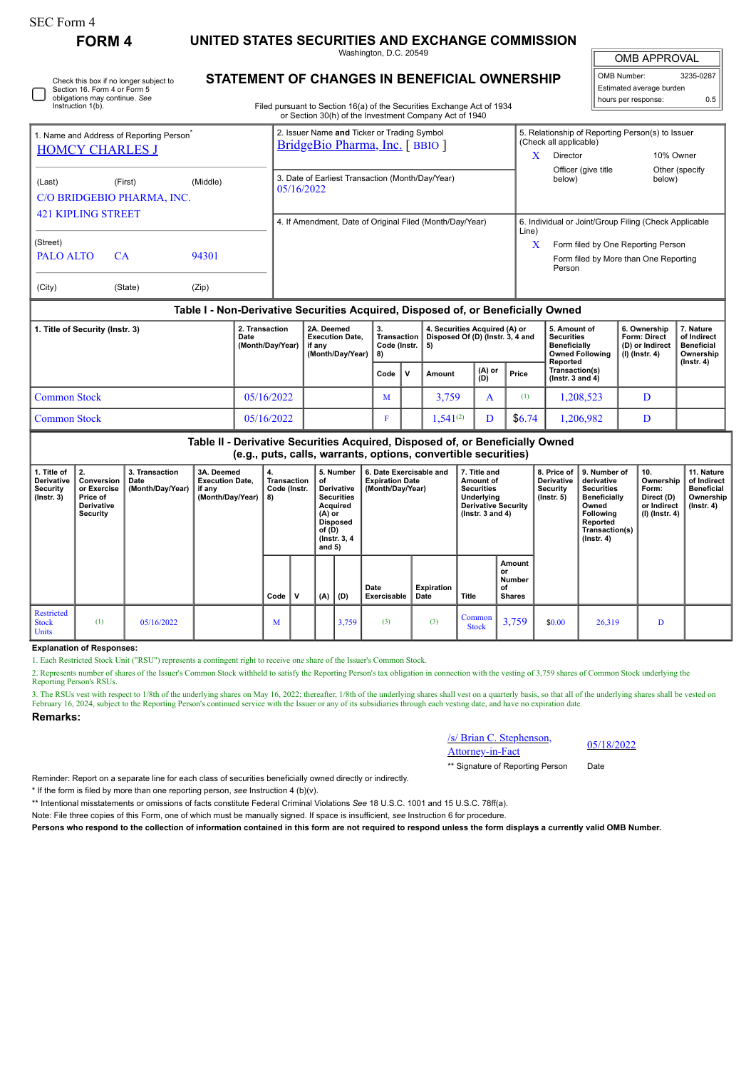SEC Form 4

# FORM 4

## UNITED STATES SECURITIES AND EXCHANGE COMMISSION

Washington, D.C. 20549

## STATEMENT OF CHANGES IN BENEFICIAL OWNERSHIP

Filed pursuant to Section 16(a) of the Securities Exchange Act of 1934 or Section 30(h) of the Investment Company Act of 1940

| OMB APPROVAL | |
|---|---|
| OMB Number: | 3235-0287 |
| Estimated average burden | |
| hours per response: | 0.5 |

☐ Check this box if no longer subject to Section 16. Form 4 or Form 5 obligations may continue. *See* Instruction 1(b).

1. Name and Address of Reporting Person*
HOMCY CHARLES J

(Last) (First) (Middle)
C/O BRIDGEBIO PHARMA, INC.
421 KIPLING STREET

(Street)
PALO ALTO CA 94301

(City) (State) (Zip)

2. Issuer Name **and** Ticker or Trading Symbol
BridgeBio Pharma, Inc. [ BBIO ]

3. Date of Earliest Transaction (Month/Day/Year)
05/16/2022

4. If Amendment, Date of Original Filed (Month/Day/Year)

5. Relationship of Reporting Person(s) to Issuer (Check all applicable)
X Director
10% Owner
Officer (give title below)
Other (specify below)

6. Individual or Joint/Group Filing (Check Applicable Line)
X Form filed by One Reporting Person
Form filed by More than One Reporting Person

### Table I - Non-Derivative Securities Acquired, Disposed of, or Beneficially Owned

| 1. Title of Security (Instr. 3) | 2. Transaction Date (Month/Day/Year) | 2A. Deemed Execution Date, if any (Month/Day/Year) | 3. Transaction Code (Instr. 8) | | 4. Securities Acquired (A) or Disposed Of (D) (Instr. 3, 4 and 5) | | | 5. Amount of Securities Beneficially Owned Following Reported Transaction(s) (Instr. 3 and 4) | 6. Ownership Form: Direct (D) or Indirect (I) (Instr. 4) | 7. Nature of Indirect Beneficial Ownership (Instr. 4) |
|---|---|---|---|---|---|---|---|---|---|---|
| | | | Code | V | Amount | (A) or (D) | Price | | | |
| Common Stock | 05/16/2022 | | M | | 3,759 | A | (1) | 1,208,523 | D | |
| Common Stock | 05/16/2022 | | F | | 1,541(2) | D | $6.74 | 1,206,982 | D | |

### Table II - Derivative Securities Acquired, Disposed of, or Beneficially Owned (e.g., puts, calls, warrants, options, convertible securities)

| 1. Title of Derivative Security (Instr. 3) | 2. Conversion or Exercise Price of Derivative Security | 3. Transaction Date (Month/Day/Year) | 3A. Deemed Execution Date, if any (Month/Day/Year) | 4. Transaction Code (Instr. 8) | | 5. Number of Derivative Securities Acquired (A) or Disposed of (D) (Instr. 3, 4 and 5) | | 6. Date Exercisable and Expiration Date (Month/Day/Year) | | 7. Title and Amount of Securities Underlying Derivative Security (Instr. 3 and 4) | | 8. Price of Derivative Security (Instr. 5) | 9. Number of derivative Securities Beneficially Owned Following Reported Transaction(s) (Instr. 4) | 10. Ownership Form: Direct (D) or Indirect (I) (Instr. 4) | 11. Nature of Indirect Beneficial Ownership (Instr. 4) |
|---|---|---|---|---|---|---|---|---|---|---|---|---|---|---|---|
| | | | | Code | V | (A) | (D) | Date Exercisable | Expiration Date | Title | Amount or Number of Shares | | | | |
| Restricted Stock Units | (1) | 05/16/2022 | | M | | | 3,759 | (3) | (3) | Common Stock | 3,759 | $0.00 | 26,319 | D | |

**Explanation of Responses:**

1. Each Restricted Stock Unit ("RSU") represents a contingent right to receive one share of the Issuer's Common Stock.

2. Represents number of shares of the Issuer's Common Stock withheld to satisfy the Reporting Person's tax obligation in connection with the vesting of 3,759 shares of Common Stock underlying the Reporting Person's RSUs.

3. The RSUs vest with respect to 1/8th of the underlying shares on May 16, 2022; thereafter, 1/8th of the underlying shares shall vest on a quarterly basis, so that all of the underlying shares shall be vested on February 16, 2024, subject to the Reporting Person's continued service with the Issuer or any of its subsidiaries through each vesting date, and have no expiration date.

**Remarks:**

/s/ Brian C. Stephenson, Attorney-in-Fact    05/18/2022

** Signature of Reporting Person    Date

Reminder: Report on a separate line for each class of securities beneficially owned directly or indirectly.

* If the form is filed by more than one reporting person, *see* Instruction 4 (b)(v).

** Intentional misstatements or omissions of facts constitute Federal Criminal Violations *See* 18 U.S.C. 1001 and 15 U.S.C. 78ff(a).

Note: File three copies of this Form, one of which must be manually signed. If space is insufficient, *see* Instruction 6 for procedure.

**Persons who respond to the collection of information contained in this form are not required to respond unless the form displays a currently valid OMB Number.**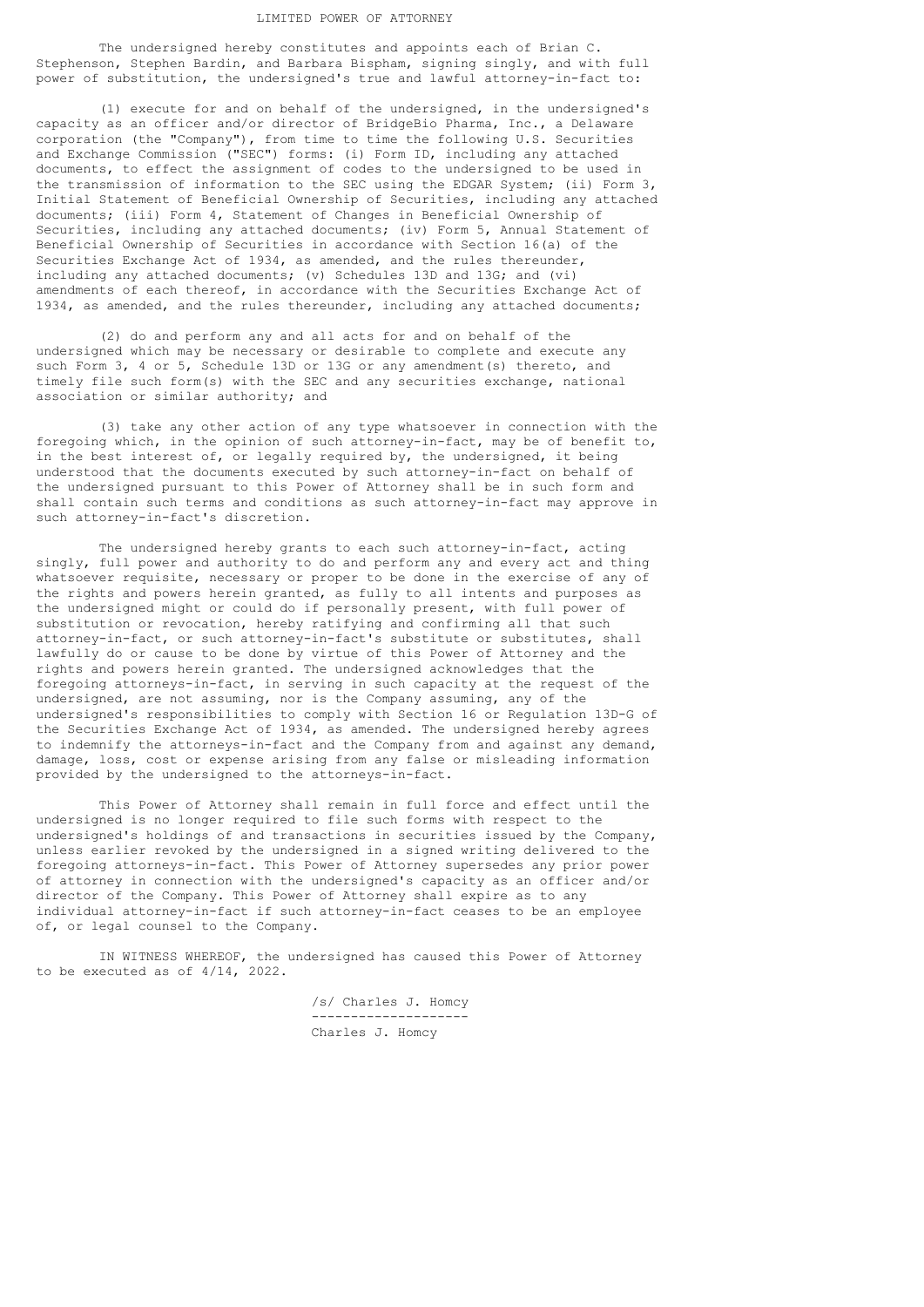# LIMITED POWER OF ATTORNEY

The undersigned hereby constitutes and appoints each of Brian C. Stephenson, Stephen Bardin, and Barbara Bispham, signing singly, and with full power of substitution, the undersigned's true and lawful attorney-in-fact to:

(1) execute for and on behalf of the undersigned, in the undersigned's capacity as an officer and/or director of BridgeBio Pharma, Inc., a Delaware corporation (the "Company"), from time to time the following U.S. Securities and Exchange Commission ("SEC") forms: (i) Form ID, including any attached documents, to effect the assignment of codes to the undersigned to be used in the transmission of information to the SEC using the EDGAR System; (ii) Form 3, Initial Statement of Beneficial Ownership of Securities, including any attached documents; (iii) Form 4, Statement of Changes in Beneficial Ownership of Securities, including any attached documents; (iv) Form 5, Annual Statement of Beneficial Ownership of Securities in accordance with Section 16(a) of the Securities Exchange Act of 1934, as amended, and the rules thereunder, including any attached documents; (v) Schedules 13D and 13G; and (vi) amendments of each thereof, in accordance with the Securities Exchange Act of 1934, as amended, and the rules thereunder, including any attached documents;

(2) do and perform any and all acts for and on behalf of the undersigned which may be necessary or desirable to complete and execute any such Form 3, 4 or 5, Schedule 13D or 13G or any amendment(s) thereto, and timely file such form(s) with the SEC and any securities exchange, national association or similar authority; and

(3) take any other action of any type whatsoever in connection with the foregoing which, in the opinion of such attorney-in-fact, may be of benefit to, in the best interest of, or legally required by, the undersigned, it being understood that the documents executed by such attorney-in-fact on behalf of the undersigned pursuant to this Power of Attorney shall be in such form and shall contain such terms and conditions as such attorney-in-fact may approve in such attorney-in-fact's discretion.

The undersigned hereby grants to each such attorney-in-fact, acting singly, full power and authority to do and perform any and every act and thing whatsoever requisite, necessary or proper to be done in the exercise of any of the rights and powers herein granted, as fully to all intents and purposes as the undersigned might or could do if personally present, with full power of substitution or revocation, hereby ratifying and confirming all that such attorney-in-fact, or such attorney-in-fact's substitute or substitutes, shall lawfully do or cause to be done by virtue of this Power of Attorney and the rights and powers herein granted. The undersigned acknowledges that the foregoing attorneys-in-fact, in serving in such capacity at the request of the undersigned, are not assuming, nor is the Company assuming, any of the undersigned's responsibilities to comply with Section 16 or Regulation 13D-G of the Securities Exchange Act of 1934, as amended. The undersigned hereby agrees to indemnify the attorneys-in-fact and the Company from and against any demand, damage, loss, cost or expense arising from any false or misleading information provided by the undersigned to the attorneys-in-fact.

This Power of Attorney shall remain in full force and effect until the undersigned is no longer required to file such forms with respect to the undersigned's holdings of and transactions in securities issued by the Company, unless earlier revoked by the undersigned in a signed writing delivered to the foregoing attorneys-in-fact. This Power of Attorney supersedes any prior power of attorney in connection with the undersigned's capacity as an officer and/or director of the Company. This Power of Attorney shall expire as to any individual attorney-in-fact if such attorney-in-fact ceases to be an employee of, or legal counsel to the Company.

IN WITNESS WHEREOF, the undersigned has caused this Power of Attorney to be executed as of 4/14, 2022.

/s/ Charles J. Homcy

--------------------

Charles J. Homcy